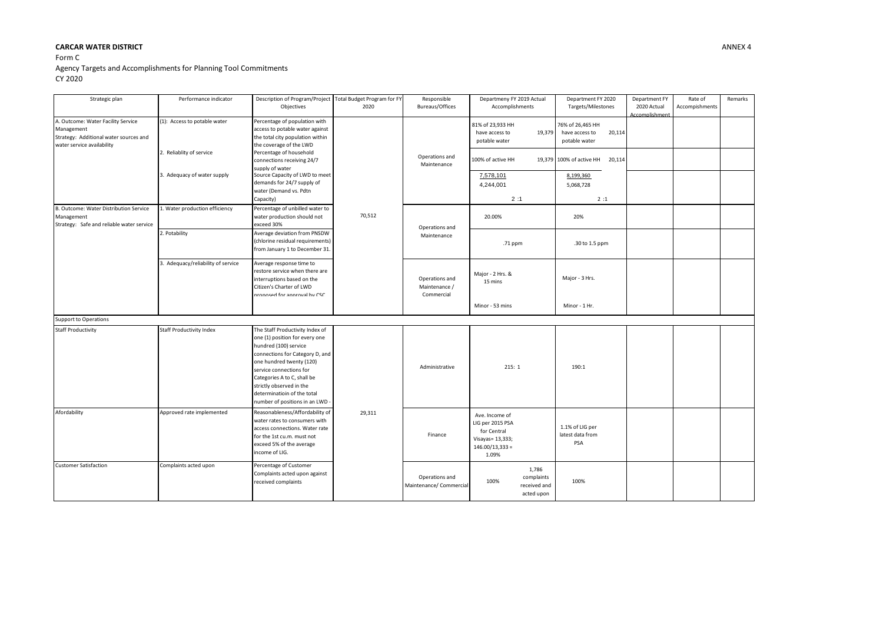**CARCAR WATER DISTRICT**

ANNEX 4

Form C

Agency Targets and Accomplishments for Planning Tool Commitments

CY 2020

| Strategic plan | Performance indicator | Description of Program/Project Objectives | Total Budget Program for FY 2020 | Responsible Bureaus/Offices | Departmeny FY 2019 Actual Accomplishments | Department FY 2020 Targets/Milestones | Department FY 2020 Actual Accomplishment | Rate of Accompishments | Remarks |
|---|---|---|---|---|---|---|---|---|---|
| A. Outcome: Water Facility Service Management Strategy: Additional water sources and water service availability | (1): Access to potable water | Percentage of population with access to potable water against the total city population within the coverage of the LWD | 70,512 | Operations and Maintenance | 81% of 23,933 HH have access to potable water 19,379 | 76% of 26,465 HH have access to potable water 20,114 | | | |
| | 2. Reliablity of service | Percentage of household connections receiving 24/7 supply of water | | | 100% of active HH 19,379 | 100% of active HH 20,114 | | | |
| | 3. Adequacy of water supply | Source Capacity of LWD to meet demands for 24/7 supply of water (Demand vs. Pdtn Capacity) | | | 7,578,101 / 4,244,001 = 2 :1 | 8,199,360 / 5,068,728 = 2 :1 | | | |
| B. Outcome: Water Distribution Service Management Strategy: Safe and reliable water service | 1. Water production efficiency | Percentage of unbilled water to water production should not exceed 30% | | Operations and Maintenance | 20.00% | 20% | | | |
| | 2. Potability | Average deviation from PNSDW (chlorine residual requirements) from January 1 to December 31. | | | .71 ppm | .30 to 1.5 ppm | | | |
| | 3. Adequacy/reliability of service | Average response time to restore service when there are interruptions based on the Citizen's Charter of LWD proposed for approval by CSC | | Operations and Maintenance / Commercial | Major - 2 Hrs. & 15 mins; Minor - 53 mins | Major - 3 Hrs.; Minor - 1 Hr. | | | |
| Support to Operations | | | | | | | | | |
| Staff Productivity | Staff Productivity Index | The Staff Productivity Index of one (1) position for every one hundred (100) service connections for Category D, and one hundred twenty (120) service connections for Categories A to C, shall be strictly observed in the determinatioin of the total number of positions in an LWD - | 29,311 | Administrative | 215: 1 | 190:1 | | | |
| Afordability | Approved rate implemented | Reasonableness/Affordability of water rates to consumers with access connections. Water rate for the 1st cu.m. must not exceed 5% of the average income of LIG. | | Finance | Ave. Income of LIG per 2015 PSA for Central Visayas= 13,333; 146.00/13,333 = 1.09% | 1.1% of LIG per latest data from PSA | | | |
| Customer Satisfaction | Complaints acted upon | Percentage of Customer Complaints acted upon against received complaints | | Operations and Maintenance/ Commercial | 100% 1,786 complaints received and acted upon | 100% | | | |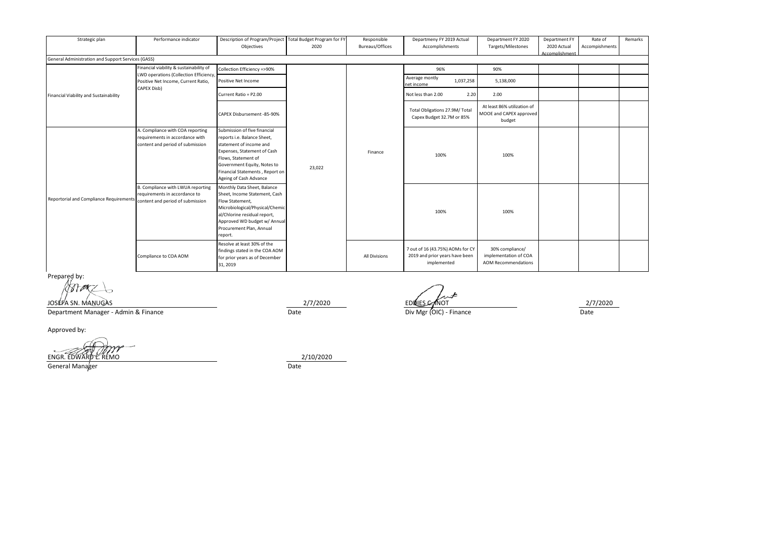| Strategic plan | Performance indicator | Description of Program/Project Objectives | Total Budget Program for FY 2020 | Responsible Bureaus/Offices | Departmeny FY 2019 Actual Accomplishments | Department FY 2020 Targets/Milestones | Department FY 2020 Actual Accomplishment | Rate of Accompishments | Remarks |
|---|---|---|---|---|---|---|---|---|---|
| General Administration and Support Services (GASS) | | | | | | | | | |
| Financial Viability and Sustainability | Financial viability & sustainability of LWD operations (Collection Efficiency, Positive Net Income, Current Ratio, CAPEX Disb) | Collection Efficiency =>90% | 23,022 | Finance | 96% | 90% | | | |
| | | Positive Net Income | | | Average montly net income 1,037,258 | 5,138,000 | | | |
| | | Current Ratio = P2.00 | | | Not less than 2.00 2.20 | 2.00 | | | |
| | | CAPEX Disbursement -85-90% | | | Total Obligations 27.9M/ Total Capex Budget 32.7M or 85% | At least 86% utilization of MOOE and CAPEX approved budget | | | |
| Reportorial and Compliance Requirements | A. Compliance with COA reporting requirements in accordance with content and period of submission | Submission of five financial reports i.e. Balance Sheet, statement of income and Expenses, Statement of Cash Flows, Statement of Government Equity, Notes to Financial Statements , Report on Ageing of Cash Advance | | | 100% | 100% | | | |
| | B. Compliance with LWUA reporting requirements in accordance to content and period of submission | Monthly Data Sheet, Balance Sheet, Income Statement, Cash Flow Statement, Microbiological/Physical/Chemical/Chlorine residual report, Approved WD budget w/ Annual Procurement Plan, Annual report. | | | 100% | 100% | | | |
| | Compliance to COA AOM | Resolve at least 30% of the findings stated in the COA AOM for prior years as of December 31, 2019 | | All Divisions | 7 out of 16 (43.75%) AOMs for CY 2019 and prior years have been implemented | 30% compliance/ implementation of COA AOM Recommendations | | | |

Prepared by:

JOSEFA SN. MANUGAS — 2/7/2020
Department Manager - Admin & Finance — Date

EDDIES C. INOT — 2/7/2020
Div Mgr (OIC) - Finance — Date

Approved by:

ENGR. EDWARD L. REMO — 2/10/2020
General Manager — Date